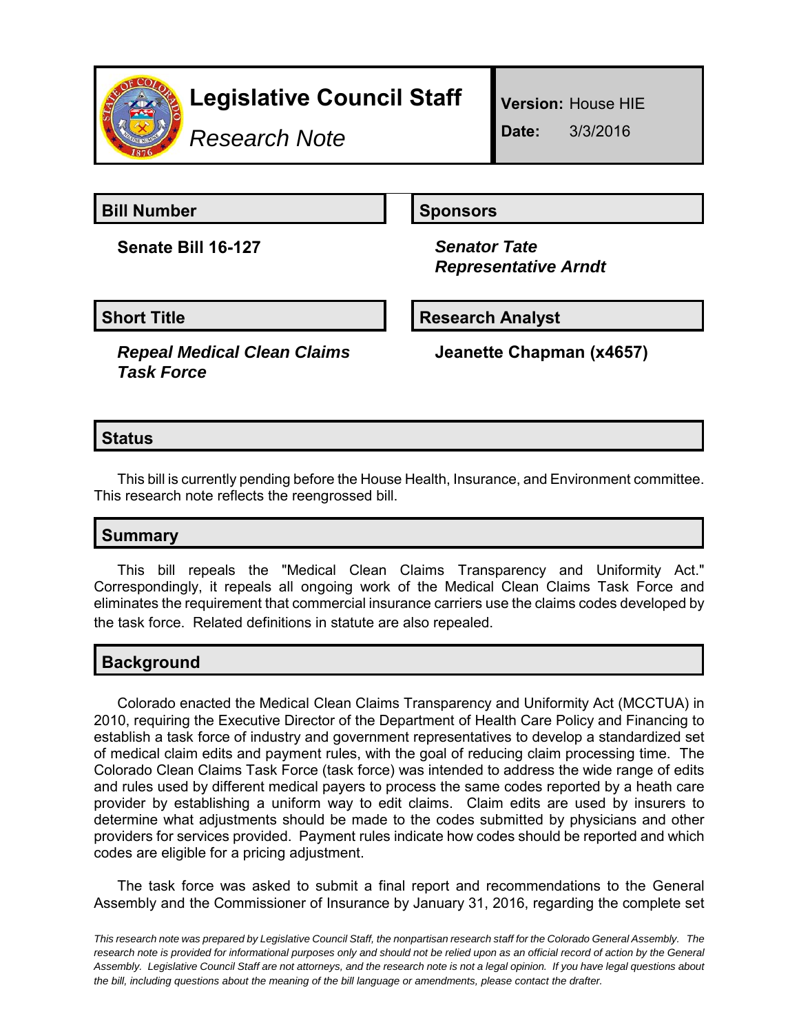# Legislative Council Staff

*Research Note*

**Version:** House HIE

**Date:** 3/3/2016

## Bill Number

**Senate Bill 16-127**

## Sponsors

***Senator Tate***
***Representative Arndt***

## Short Title

***Repeal Medical Clean Claims Task Force***

## Research Analyst

**Jeanette Chapman (x4657)**

## Status

This bill is currently pending before the House Health, Insurance, and Environment committee. This research note reflects the reengrossed bill.

## Summary

This bill repeals the "Medical Clean Claims Transparency and Uniformity Act." Correspondingly, it repeals all ongoing work of the Medical Clean Claims Task Force and eliminates the requirement that commercial insurance carriers use the claims codes developed by the task force. Related definitions in statute are also repealed.

## Background

Colorado enacted the Medical Clean Claims Transparency and Uniformity Act (MCCTUA) in 2010, requiring the Executive Director of the Department of Health Care Policy and Financing to establish a task force of industry and government representatives to develop a standardized set of medical claim edits and payment rules, with the goal of reducing claim processing time. The Colorado Clean Claims Task Force (task force) was intended to address the wide range of edits and rules used by different medical payers to process the same codes reported by a heath care provider by establishing a uniform way to edit claims. Claim edits are used by insurers to determine what adjustments should be made to the codes submitted by physicians and other providers for services provided. Payment rules indicate how codes should be reported and which codes are eligible for a pricing adjustment.

The task force was asked to submit a final report and recommendations to the General Assembly and the Commissioner of Insurance by January 31, 2016, regarding the complete set

*This research note was prepared by Legislative Council Staff, the nonpartisan research staff for the Colorado General Assembly. The research note is provided for informational purposes only and should not be relied upon as an official record of action by the General Assembly. Legislative Council Staff are not attorneys, and the research note is not a legal opinion. If you have legal questions about the bill, including questions about the meaning of the bill language or amendments, please contact the drafter.*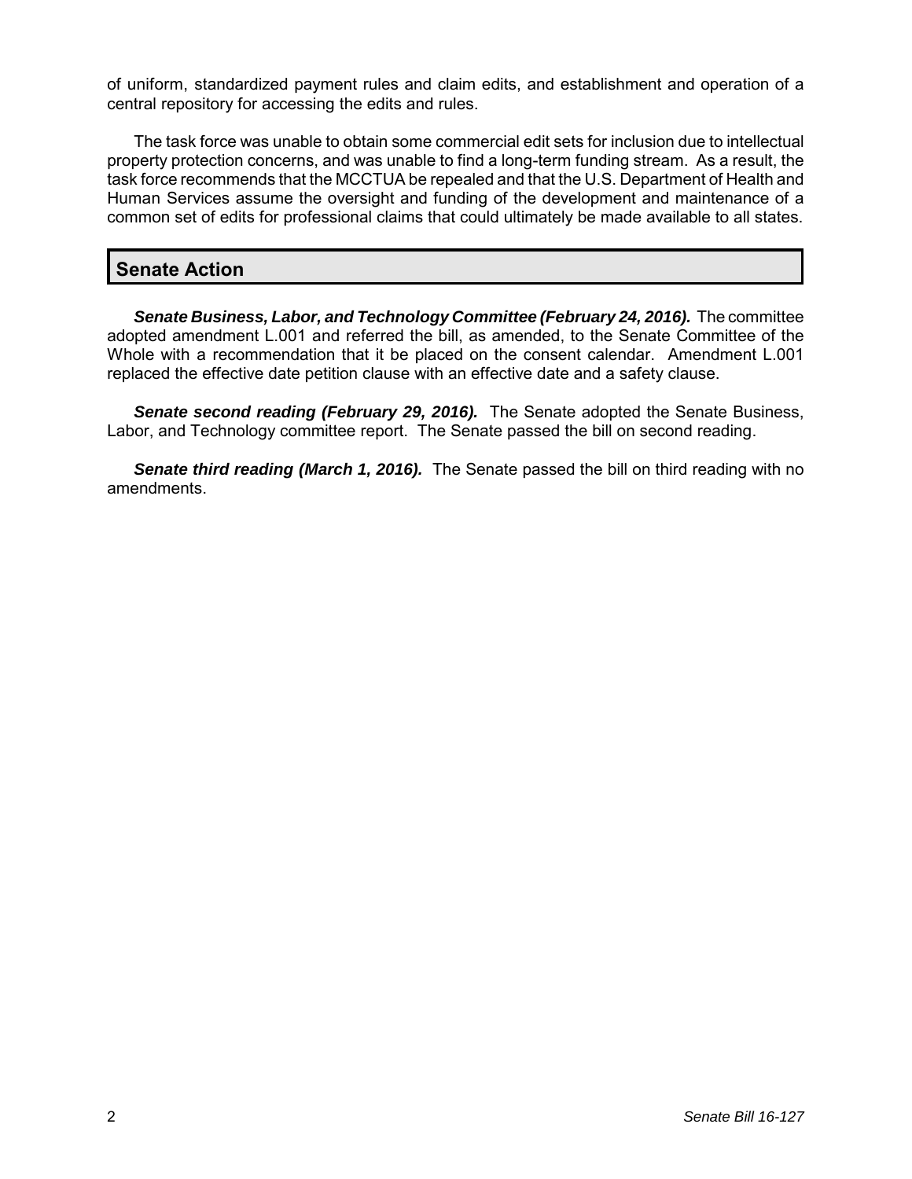of uniform, standardized payment rules and claim edits, and establishment and operation of a central repository for accessing the edits and rules.

The task force was unable to obtain some commercial edit sets for inclusion due to intellectual property protection concerns, and was unable to find a long-term funding stream. As a result, the task force recommends that the MCCTUA be repealed and that the U.S. Department of Health and Human Services assume the oversight and funding of the development and maintenance of a common set of edits for professional claims that could ultimately be made available to all states.

## Senate Action

***Senate Business, Labor, and Technology Committee (February 24, 2016).*** The committee adopted amendment L.001 and referred the bill, as amended, to the Senate Committee of the Whole with a recommendation that it be placed on the consent calendar. Amendment L.001 replaced the effective date petition clause with an effective date and a safety clause.

***Senate second reading (February 29, 2016).*** The Senate adopted the Senate Business, Labor, and Technology committee report. The Senate passed the bill on second reading.

***Senate third reading (March 1, 2016).*** The Senate passed the bill on third reading with no amendments.